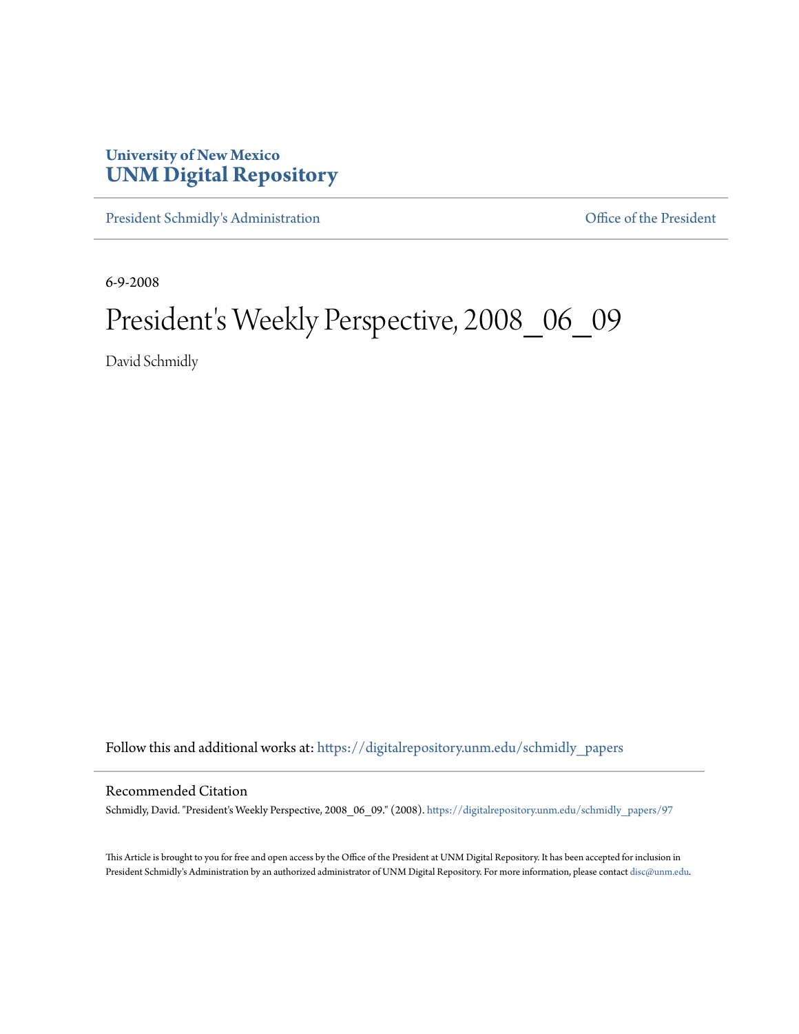University of New Mexico
**UNM Digital Repository**

President Schmidly's Administration | Office of the President

6-9-2008

# President's Weekly Perspective, 2008_06_09

David Schmidly

Follow this and additional works at: https://digitalrepository.unm.edu/schmidly_papers

## Recommended Citation

Schmidly, David. "President's Weekly Perspective, 2008_06_09." (2008). https://digitalrepository.unm.edu/schmidly_papers/97

This Article is brought to you for free and open access by the Office of the President at UNM Digital Repository. It has been accepted for inclusion in President Schmidly's Administration by an authorized administrator of UNM Digital Repository. For more information, please contact disc@unm.edu.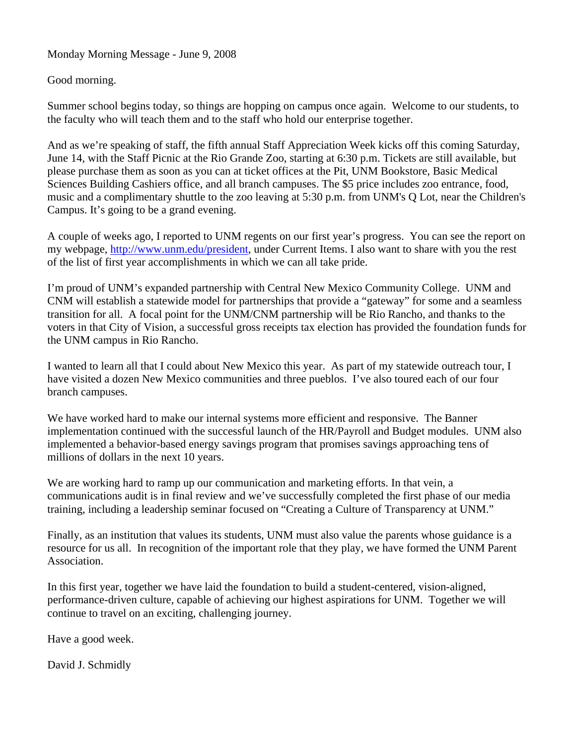Monday Morning Message - June 9, 2008

Good morning.

Summer school begins today, so things are hopping on campus once again. Welcome to our students, to the faculty who will teach them and to the staff who hold our enterprise together.

And as we're speaking of staff, the fifth annual Staff Appreciation Week kicks off this coming Saturday, June 14, with the Staff Picnic at the Rio Grande Zoo, starting at 6:30 p.m. Tickets are still available, but please purchase them as soon as you can at ticket offices at the Pit, UNM Bookstore, Basic Medical Sciences Building Cashiers office, and all branch campuses. The $5 price includes zoo entrance, food, music and a complimentary shuttle to the zoo leaving at 5:30 p.m. from UNM's Q Lot, near the Children's Campus. It's going to be a grand evening.

A couple of weeks ago, I reported to UNM regents on our first year's progress. You can see the report on my webpage, http://www.unm.edu/president, under Current Items. I also want to share with you the rest of the list of first year accomplishments in which we can all take pride.

I'm proud of UNM's expanded partnership with Central New Mexico Community College. UNM and CNM will establish a statewide model for partnerships that provide a "gateway" for some and a seamless transition for all. A focal point for the UNM/CNM partnership will be Rio Rancho, and thanks to the voters in that City of Vision, a successful gross receipts tax election has provided the foundation funds for the UNM campus in Rio Rancho.

I wanted to learn all that I could about New Mexico this year. As part of my statewide outreach tour, I have visited a dozen New Mexico communities and three pueblos. I've also toured each of our four branch campuses.

We have worked hard to make our internal systems more efficient and responsive. The Banner implementation continued with the successful launch of the HR/Payroll and Budget modules. UNM also implemented a behavior-based energy savings program that promises savings approaching tens of millions of dollars in the next 10 years.

We are working hard to ramp up our communication and marketing efforts. In that vein, a communications audit is in final review and we've successfully completed the first phase of our media training, including a leadership seminar focused on "Creating a Culture of Transparency at UNM."

Finally, as an institution that values its students, UNM must also value the parents whose guidance is a resource for us all. In recognition of the important role that they play, we have formed the UNM Parent Association.

In this first year, together we have laid the foundation to build a student-centered, vision-aligned, performance-driven culture, capable of achieving our highest aspirations for UNM. Together we will continue to travel on an exciting, challenging journey.

Have a good week.

David J. Schmidly